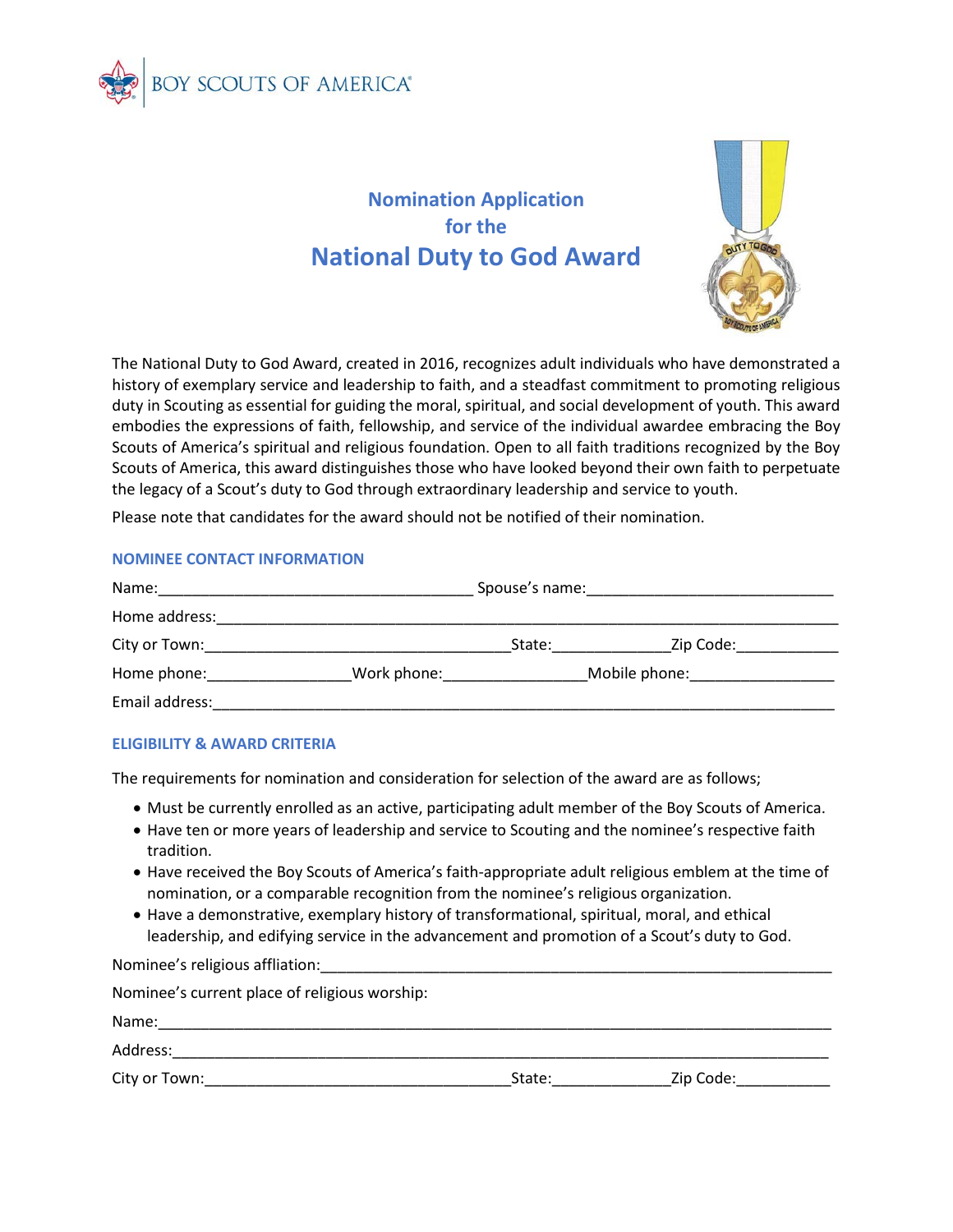BOY SCOUTS OF AMERICA

## Nomination Application for the

# National Duty to God Award

The National Duty to God Award, created in 2016, recognizes adult individuals who have demonstrated a history of exemplary service and leadership to faith, and a steadfast commitment to promoting religious duty in Scouting as essential for guiding the moral, spiritual, and social development of youth. This award embodies the expressions of faith, fellowship, and service of the individual awardee embracing the Boy Scouts of America's spiritual and religious foundation. Open to all faith traditions recognized by the Boy Scouts of America, this award distinguishes those who have looked beyond their own faith to perpetuate the legacy of a Scout's duty to God through extraordinary leadership and service to youth.

Please note that candidates for the award should not be notified of their nomination.

### NOMINEE CONTACT INFORMATION

Name:_____________________________________ Spouse's name:____________________________

Home address:___________________________________________________________________________

City or Town:____________________________________State:_____________Zip Code:___________

Home phone:________________Work phone:________________Mobile phone:________________

Email address:__________________________________________________________________________

### ELIGIBILITY & AWARD CRITERIA

The requirements for nomination and consideration for selection of the award are as follows;

- Must be currently enrolled as an active, participating adult member of the Boy Scouts of America.
- Have ten or more years of leadership and service to Scouting and the nominee's respective faith tradition.
- Have received the Boy Scouts of America's faith-appropriate adult religious emblem at the time of nomination, or a comparable recognition from the nominee's religious organization.
- Have a demonstrative, exemplary history of transformational, spiritual, moral, and ethical leadership, and edifying service in the advancement and promotion of a Scout's duty to God.

Nominee's religious affliation:_____________________________________________________________

Nominee's current place of religious worship:

Name:_________________________________________________________________________________

Address:______________________________________________________________________________

City or Town:____________________________________State:_____________Zip Code:___________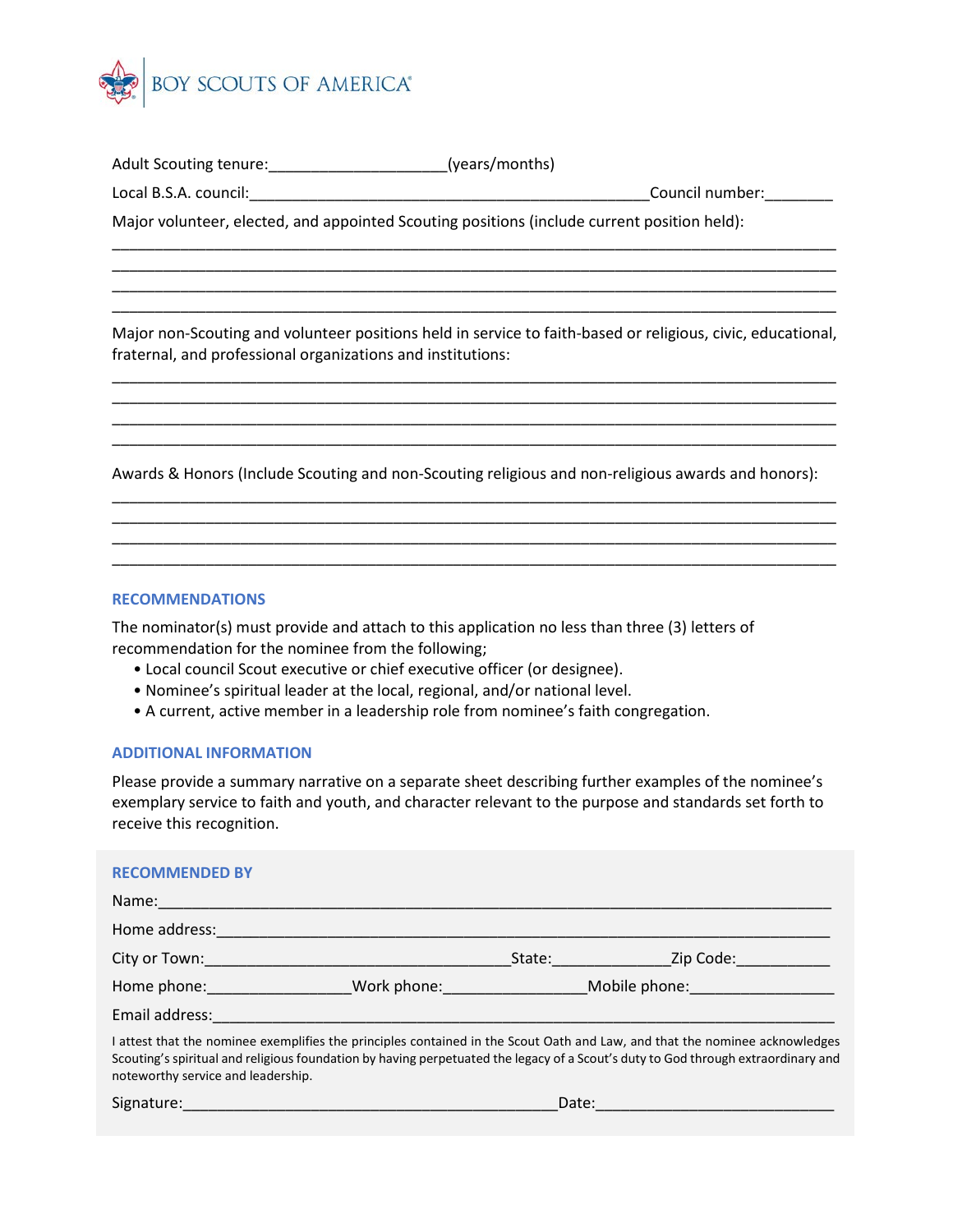BOY SCOUTS OF AMERICA®

Adult Scouting tenure:____________________(years/months)

Local B.S.A. council:_____________________________________________Council number:________

Major volunteer, elected, and appointed Scouting positions (include current position held):

________________________________________________________________________________
________________________________________________________________________________
________________________________________________________________________________
________________________________________________________________________________

Major non-Scouting and volunteer positions held in service to faith-based or religious, civic, educational, fraternal, and professional organizations and institutions:

________________________________________________________________________________
________________________________________________________________________________
________________________________________________________________________________
________________________________________________________________________________

Awards & Honors (Include Scouting and non-Scouting religious and non-religious awards and honors):

________________________________________________________________________________
________________________________________________________________________________
________________________________________________________________________________
________________________________________________________________________________

## RECOMMENDATIONS

The nominator(s) must provide and attach to this application no less than three (3) letters of recommendation for the nominee from the following;

- Local council Scout executive or chief executive officer (or designee).
- Nominee's spiritual leader at the local, regional, and/or national level.
- A current, active member in a leadership role from nominee's faith congregation.

## ADDITIONAL INFORMATION

Please provide a summary narrative on a separate sheet describing further examples of the nominee's exemplary service to faith and youth, and character relevant to the purpose and standards set forth to receive this recognition.

## RECOMMENDED BY

Name:___________________________________________________________________________

Home address:____________________________________________________________________

City or Town:__________________________________State:_____________Zip Code:___________

Home phone:________________Work phone:________________Mobile phone:________________

Email address:____________________________________________________________________

I attest that the nominee exemplifies the principles contained in the Scout Oath and Law, and that the nominee acknowledges Scouting's spiritual and religious foundation by having perpetuated the legacy of a Scout's duty to God through extraordinary and noteworthy service and leadership.

Signature:__________________________________________Date:___________________________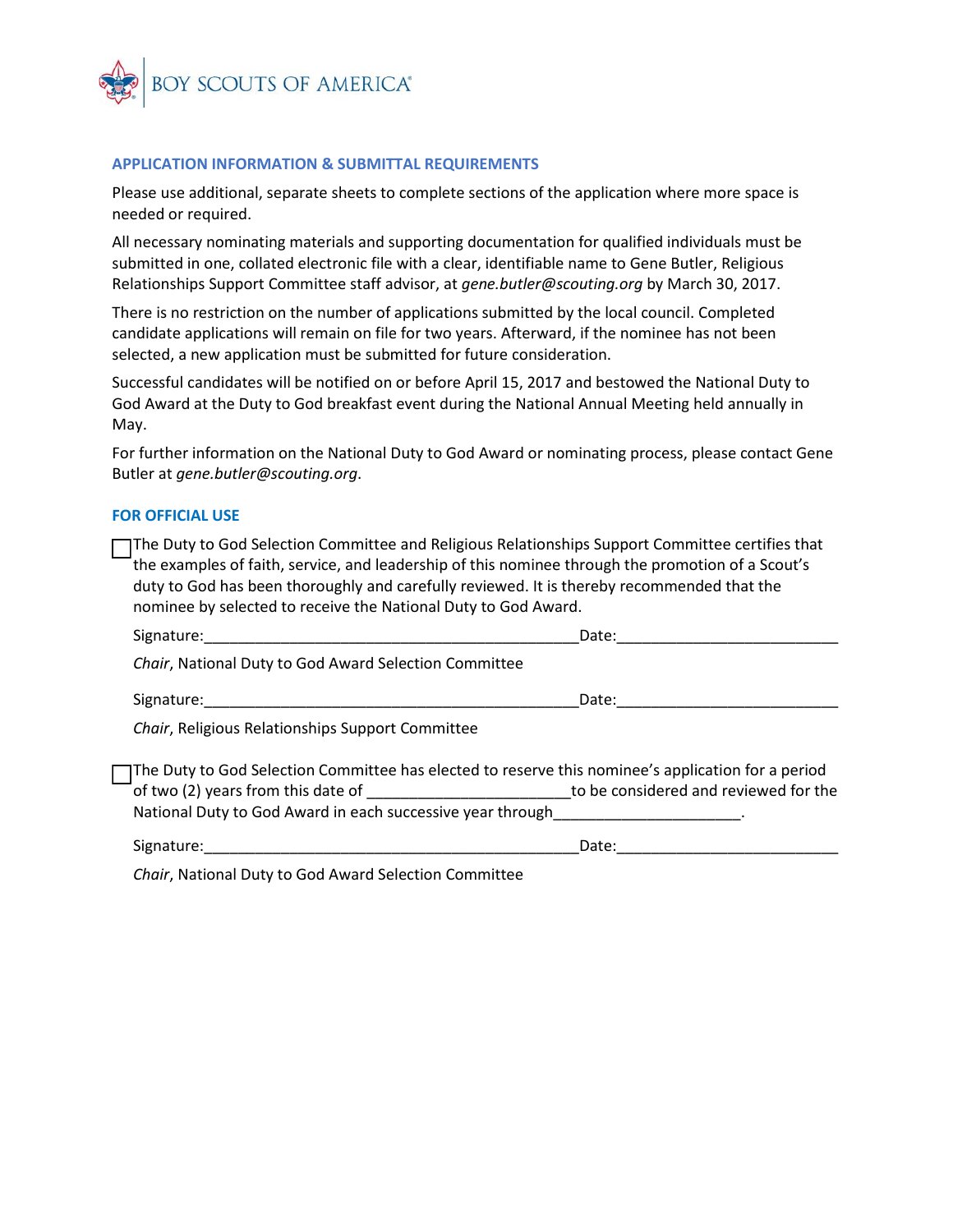## APPLICATION INFORMATION & SUBMITTAL REQUIREMENTS

Please use additional, separate sheets to complete sections of the application where more space is needed or required.

All necessary nominating materials and supporting documentation for qualified individuals must be submitted in one, collated electronic file with a clear, identifiable name to Gene Butler, Religious Relationships Support Committee staff advisor, at *gene.butler@scouting.org* by March 30, 2017.

There is no restriction on the number of applications submitted by the local council. Completed candidate applications will remain on file for two years. Afterward, if the nominee has not been selected, a new application must be submitted for future consideration.

Successful candidates will be notified on or before April 15, 2017 and bestowed the National Duty to God Award at the Duty to God breakfast event during the National Annual Meeting held annually in May.

For further information on the National Duty to God Award or nominating process, please contact Gene Butler at *gene.butler@scouting.org*.

## FOR OFFICIAL USE

☐ The Duty to God Selection Committee and Religious Relationships Support Committee certifies that the examples of faith, service, and leadership of this nominee through the promotion of a Scout's duty to God has been thoroughly and carefully reviewed. It is thereby recommended that the nominee by selected to receive the National Duty to God Award.

Signature:_____________________________________________Date:__________________________

*Chair*, National Duty to God Award Selection Committee

Signature:_____________________________________________Date:__________________________

*Chair*, Religious Relationships Support Committee

☐ The Duty to God Selection Committee has elected to reserve this nominee's application for a period of two (2) years from this date of _______________________to be considered and reviewed for the National Duty to God Award in each successive year through_____________________.

Signature:_____________________________________________Date:__________________________

*Chair*, National Duty to God Award Selection Committee